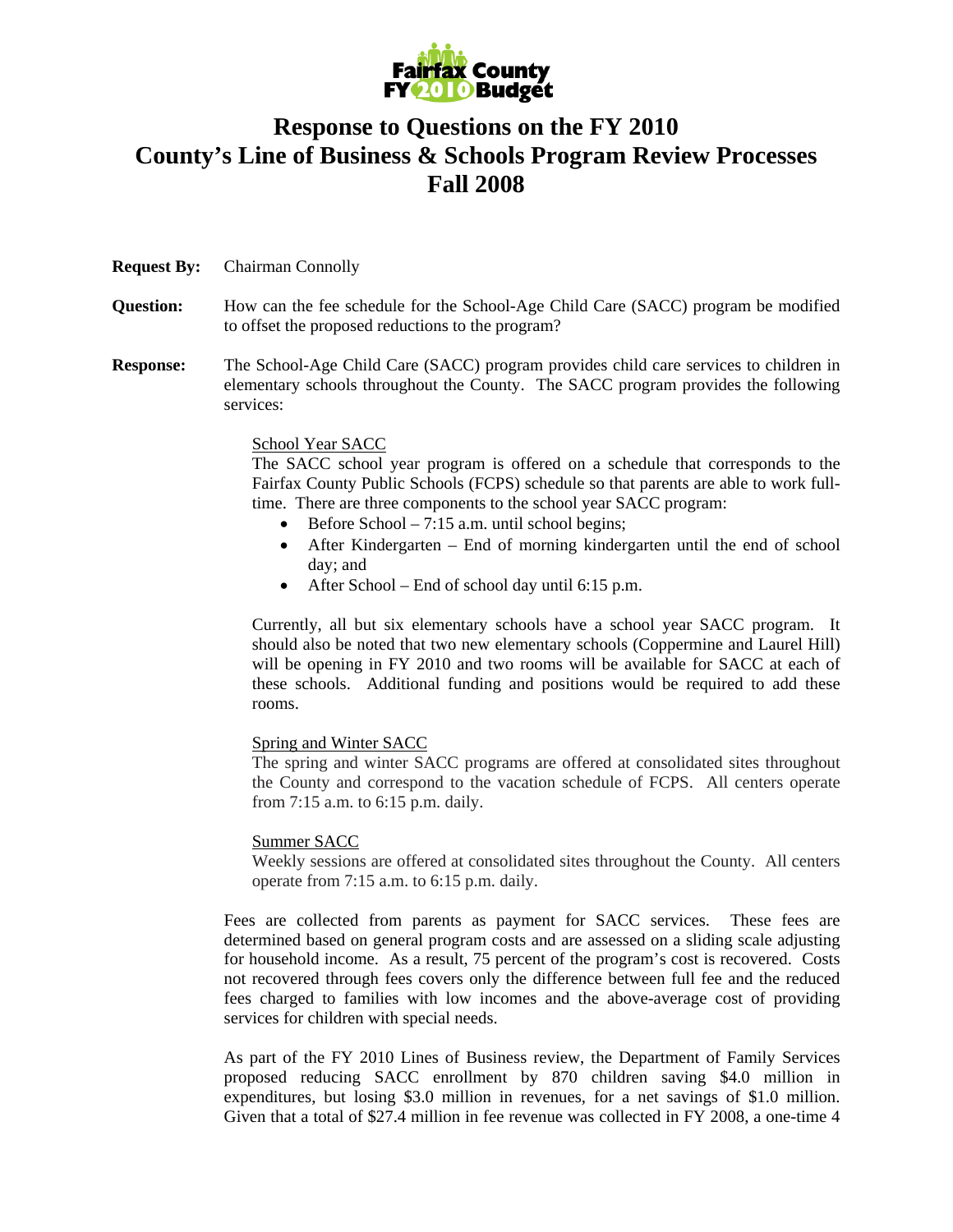# Response to Questions on the FY 2010 County's Line of Business & Schools Program Review Processes Fall 2008

**Request By:** Chairman Connolly

**Question:** How can the fee schedule for the School-Age Child Care (SACC) program be modified to offset the proposed reductions to the program?

**Response:** The School-Age Child Care (SACC) program provides child care services to children in elementary schools throughout the County. The SACC program provides the following services:

School Year SACC

The SACC school year program is offered on a schedule that corresponds to the Fairfax County Public Schools (FCPS) schedule so that parents are able to work full-time. There are three components to the school year SACC program:

- Before School – 7:15 a.m. until school begins;
- After Kindergarten – End of morning kindergarten until the end of school day; and
- After School – End of school day until 6:15 p.m.

Currently, all but six elementary schools have a school year SACC program. It should also be noted that two new elementary schools (Coppermine and Laurel Hill) will be opening in FY 2010 and two rooms will be available for SACC at each of these schools. Additional funding and positions would be required to add these rooms.

Spring and Winter SACC

The spring and winter SACC programs are offered at consolidated sites throughout the County and correspond to the vacation schedule of FCPS. All centers operate from 7:15 a.m. to 6:15 p.m. daily.

Summer SACC

Weekly sessions are offered at consolidated sites throughout the County. All centers operate from 7:15 a.m. to 6:15 p.m. daily.

Fees are collected from parents as payment for SACC services. These fees are determined based on general program costs and are assessed on a sliding scale adjusting for household income. As a result, 75 percent of the program's cost is recovered. Costs not recovered through fees covers only the difference between full fee and the reduced fees charged to families with low incomes and the above-average cost of providing services for children with special needs.

As part of the FY 2010 Lines of Business review, the Department of Family Services proposed reducing SACC enrollment by 870 children saving \$4.0 million in expenditures, but losing \$3.0 million in revenues, for a net savings of \$1.0 million. Given that a total of \$27.4 million in fee revenue was collected in FY 2008, a one-time 4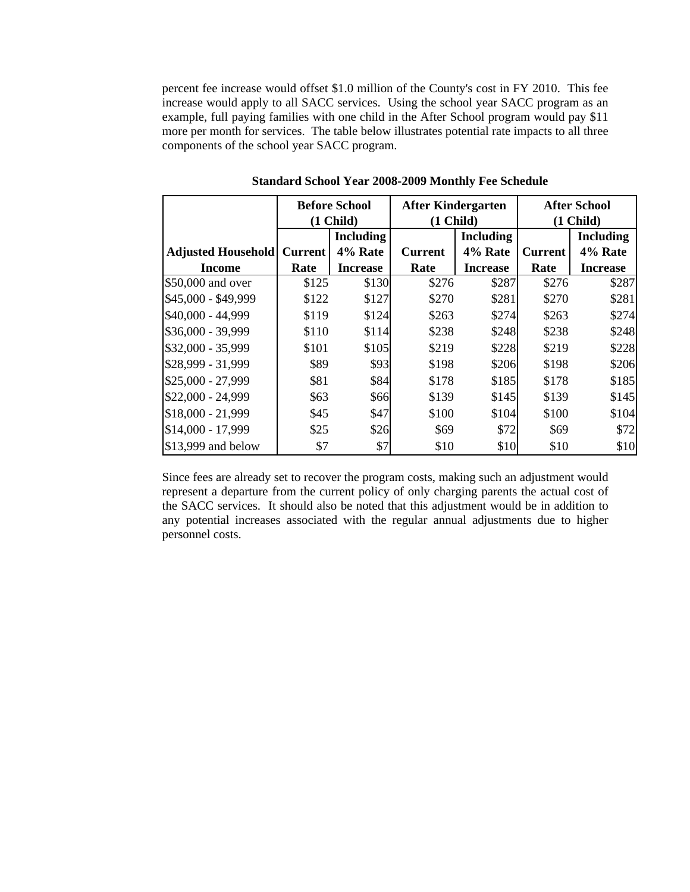percent fee increase would offset $1.0 million of the County's cost in FY 2010. This fee increase would apply to all SACC services. Using the school year SACC program as an example, full paying families with one child in the After School program would pay $11 more per month for services. The table below illustrates potential rate impacts to all three components of the school year SACC program.

**Standard School Year 2008-2009 Monthly Fee Schedule**

| | Before School (1 Child) | | After Kindergarten (1 Child) | | After School (1 Child) | |
|---|---|---|---|---|---|---|
| **Adjusted Household Income** | **Current Rate** | **Including 4% Rate Increase** | **Current Rate** | **Including 4% Rate Increase** | **Current Rate** | **Including 4% Rate Increase** |
| $50,000 and over | $125 | $130 | $276 | $287 | $276 | $287 |
| $45,000 - $49,999 | $122 | $127 | $270 | $281 | $270 | $281 |
| $40,000 - 44,999 | $119 | $124 | $263 | $274 | $263 | $274 |
| $36,000 - 39,999 | $110 | $114 | $238 | $248 | $238 | $248 |
| $32,000 - 35,999 | $101 | $105 | $219 | $228 | $219 | $228 |
| $28,999 - 31,999 | $89 | $93 | $198 | $206 | $198 | $206 |
| $25,000 - 27,999 | $81 | $84 | $178 | $185 | $178 | $185 |
| $22,000 - 24,999 | $63 | $66 | $139 | $145 | $139 | $145 |
| $18,000 - 21,999 | $45 | $47 | $100 | $104 | $100 | $104 |
| $14,000 - 17,999 | $25 | $26 | $69 | $72 | $69 | $72 |
| $13,999 and below | $7 | $7 | $10 | $10 | $10 | $10 |

Since fees are already set to recover the program costs, making such an adjustment would represent a departure from the current policy of only charging parents the actual cost of the SACC services. It should also be noted that this adjustment would be in addition to any potential increases associated with the regular annual adjustments due to higher personnel costs.